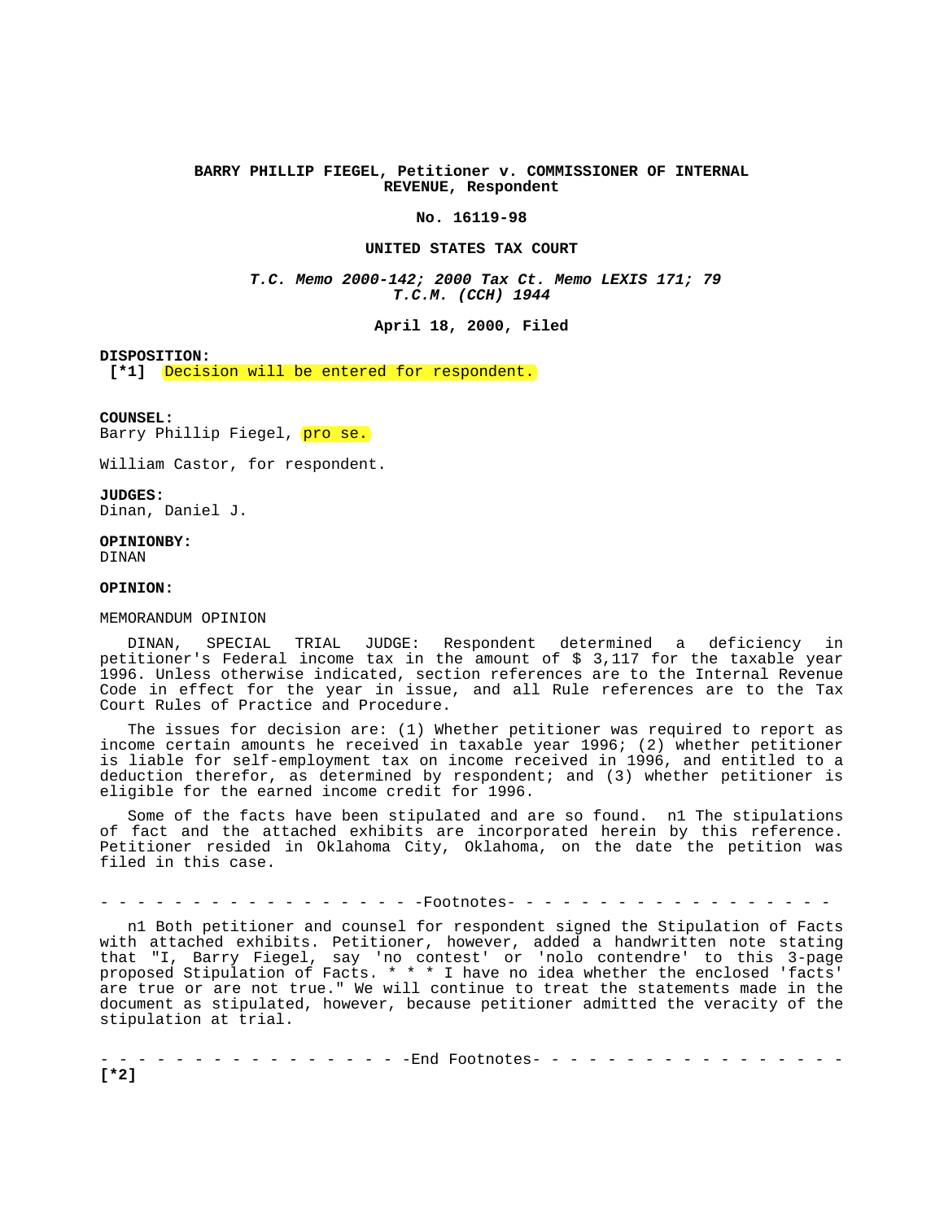**BARRY PHILLIP FIEGEL, Petitioner v. COMMISSIONER OF INTERNAL REVENUE, Respondent**

**No. 16119-98**

**UNITED STATES TAX COURT**

***T.C. Memo 2000-142; 2000 Tax Ct. Memo LEXIS 171; 79 T.C.M. (CCH) 1944***

**April 18, 2000, Filed**

**DISPOSITION:**
**[*1]** Decision will be entered for respondent.

**COUNSEL:**
Barry Phillip Fiegel, pro se.

William Castor, for respondent.

**JUDGES:**
Dinan, Daniel J.

**OPINIONBY:**
DINAN

**OPINION:**

MEMORANDUM OPINION

DINAN, SPECIAL TRIAL JUDGE: Respondent determined a deficiency in petitioner's Federal income tax in the amount of $ 3,117 for the taxable year 1996. Unless otherwise indicated, section references are to the Internal Revenue Code in effect for the year in issue, and all Rule references are to the Tax Court Rules of Practice and Procedure.

The issues for decision are: (1) Whether petitioner was required to report as income certain amounts he received in taxable year 1996; (2) whether petitioner is liable for self-employment tax on income received in 1996, and entitled to a deduction therefor, as determined by respondent; and (3) whether petitioner is eligible for the earned income credit for 1996.

Some of the facts have been stipulated and are so found. n1 The stipulations of fact and the attached exhibits are incorporated herein by this reference. Petitioner resided in Oklahoma City, Oklahoma, on the date the petition was filed in this case.

- - - - - - - - - - - - - - - - - -Footnotes- - - - - - - - - - - - - - - - - -

n1 Both petitioner and counsel for respondent signed the Stipulation of Facts with attached exhibits. Petitioner, however, added a handwritten note stating that "I, Barry Fiegel, say 'no contest' or 'nolo contendre' to this 3-page proposed Stipulation of Facts. * * * I have no idea whether the enclosed 'facts' are true or are not true." We will continue to treat the statements made in the document as stipulated, however, because petitioner admitted the veracity of the stipulation at trial.

- - - - - - - - - - - - - - - - - -End Footnotes- - - - - - - - - - - - - - - - - -
**[*2]**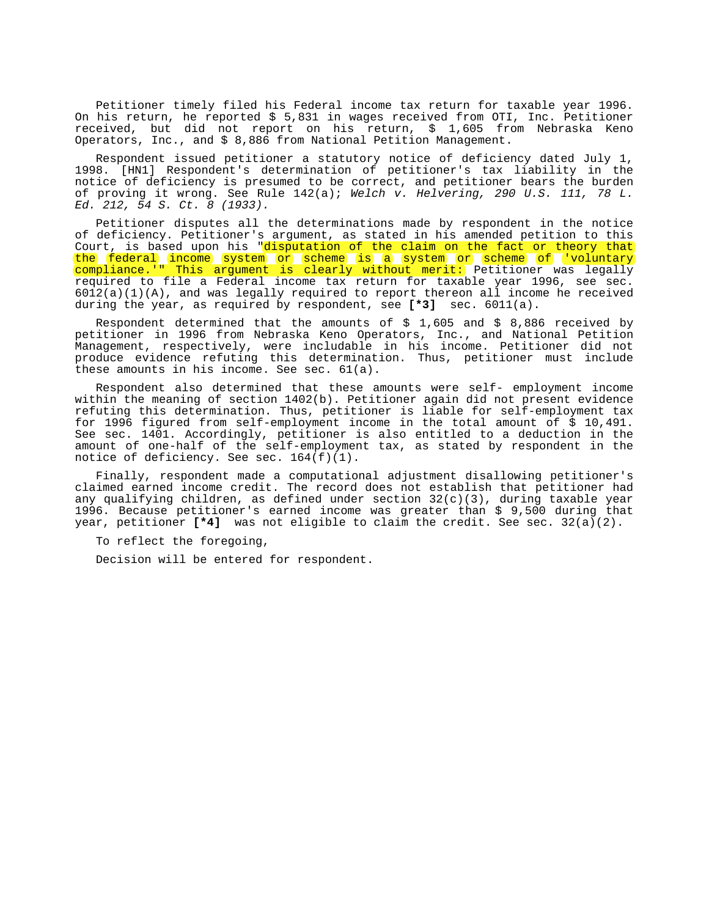Petitioner timely filed his Federal income tax return for taxable year 1996. On his return, he reported $ 5,831 in wages received from OTI, Inc. Petitioner received, but did not report on his return, $ 1,605 from Nebraska Keno Operators, Inc., and $ 8,886 from National Petition Management.

Respondent issued petitioner a statutory notice of deficiency dated July 1, 1998. [HN1] Respondent's determination of petitioner's tax liability in the notice of deficiency is presumed to be correct, and petitioner bears the burden of proving it wrong. See Rule 142(a); *Welch v. Helvering, 290 U.S. 111, 78 L. Ed. 212, 54 S. Ct. 8 (1933).*

Petitioner disputes all the determinations made by respondent in the notice of deficiency. Petitioner's argument, as stated in his amended petition to this Court, is based upon his "disputation of the claim on the fact or theory that the federal income system or scheme is a system or scheme of 'voluntary compliance.'" This argument is clearly without merit: Petitioner was legally required to file a Federal income tax return for taxable year 1996, see sec. 6012(a)(1)(A), and was legally required to report thereon all income he received during the year, as required by respondent, see **[*3]** sec. 6011(a).

Respondent determined that the amounts of $ 1,605 and $ 8,886 received by petitioner in 1996 from Nebraska Keno Operators, Inc., and National Petition Management, respectively, were includable in his income. Petitioner did not produce evidence refuting this determination. Thus, petitioner must include these amounts in his income. See sec. 61(a).

Respondent also determined that these amounts were self- employment income within the meaning of section 1402(b). Petitioner again did not present evidence refuting this determination. Thus, petitioner is liable for self-employment tax for 1996 figured from self-employment income in the total amount of $ 10,491. See sec. 1401. Accordingly, petitioner is also entitled to a deduction in the amount of one-half of the self-employment tax, as stated by respondent in the notice of deficiency. See sec. 164(f)(1).

Finally, respondent made a computational adjustment disallowing petitioner's claimed earned income credit. The record does not establish that petitioner had any qualifying children, as defined under section 32(c)(3), during taxable year 1996. Because petitioner's earned income was greater than $ 9,500 during that year, petitioner **[*4]** was not eligible to claim the credit. See sec. 32(a)(2).

To reflect the foregoing,

Decision will be entered for respondent.